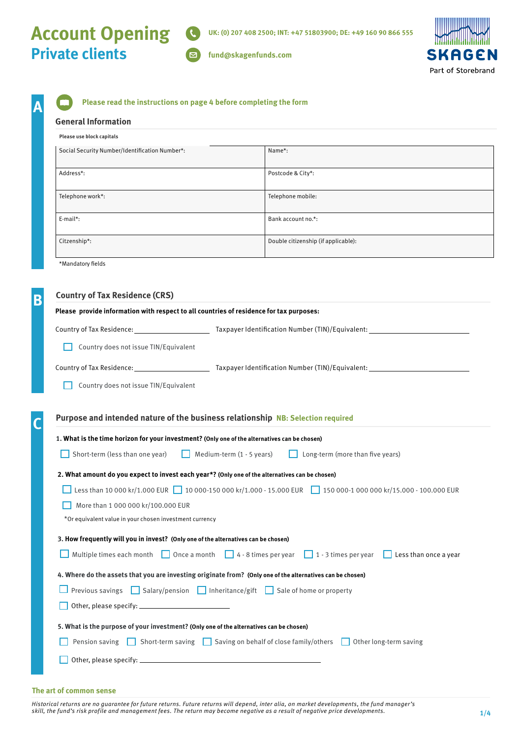# Account Opening
## Private clients

UK: (0) 207 408 2500; INT: +47 51803900; DE: +49 160 90 866 555

fund@skagenfunds.com

SKAGEN
Part of Storebrand

## A

**Please read the instructions on page 4 before completing the form**

### General Information

**Please use block capitals**

| Social Security Number/Identification Number*: | Name*: |
|---|---|
| Address*: | Postcode & City*: |
| Telephone work*: | Telephone mobile: |
| E-mail*: | Bank account no.*: |
| Citzenship*: | Double citizenship (if applicable): |

*Mandatory fields

## B

### Country of Tax Residence (CRS)

**Please provide information with respect to all countries of residence for tax purposes:**

Country of Tax Residence: ____________ Taxpayer Identification Number (TIN)/Equivalent: ____________

☐ Country does not issue TIN/Equivalent

Country of Tax Residence: ____________ Taxpayer Identification Number (TIN)/Equivalent: ____________

☐ Country does not issue TIN/Equivalent

## C

### Purpose and intended nature of the business relationship NB: Selection required

**1. What is the time horizon for your investment? (Only one of the alternatives can be chosen)**

☐ Short-term (less than one year) ☐ Medium-term (1 - 5 years) ☐ Long-term (more than five years)

**2. What amount do you expect to invest each year*? (Only one of the alternatives can be chosen)**

☐ Less than 10 000 kr/1.000 EUR ☐ 10 000-150 000 kr/1.000 - 15.000 EUR ☐ 150 000-1 000 000 kr/15.000 - 100.000 EUR

☐ More than 1 000 000 kr/100.000 EUR

*Or equivalent value in your chosen investment currency

**3. How frequently will you in invest? (Only one of the alternatives can be chosen)**

☐ Multiple times each month ☐ Once a month ☐ 4 - 8 times per year ☐ 1 - 3 times per year ☐ Less than once a year

**4. Where do the assets that you are investing originate from? (Only one of the alternatives can be chosen)**

☐ Previous savings ☐ Salary/pension ☐ Inheritance/gift ☐ Sale of home or property

☐ Other, please specify: ____________

**5. What is the purpose of your investment? (Only one of the alternatives can be chosen)**

☐ Pension saving ☐ Short-term saving ☐ Saving on behalf of close family/others ☐ Other long-term saving

☐ Other, please specify: ____________

**The art of common sense**

*Historical returns are no guarantee for future returns. Future returns will depend, inter alia, on market developments, the fund manager's skill, the fund's risk profile and management fees. The return may become negative as a result of negative price developments.*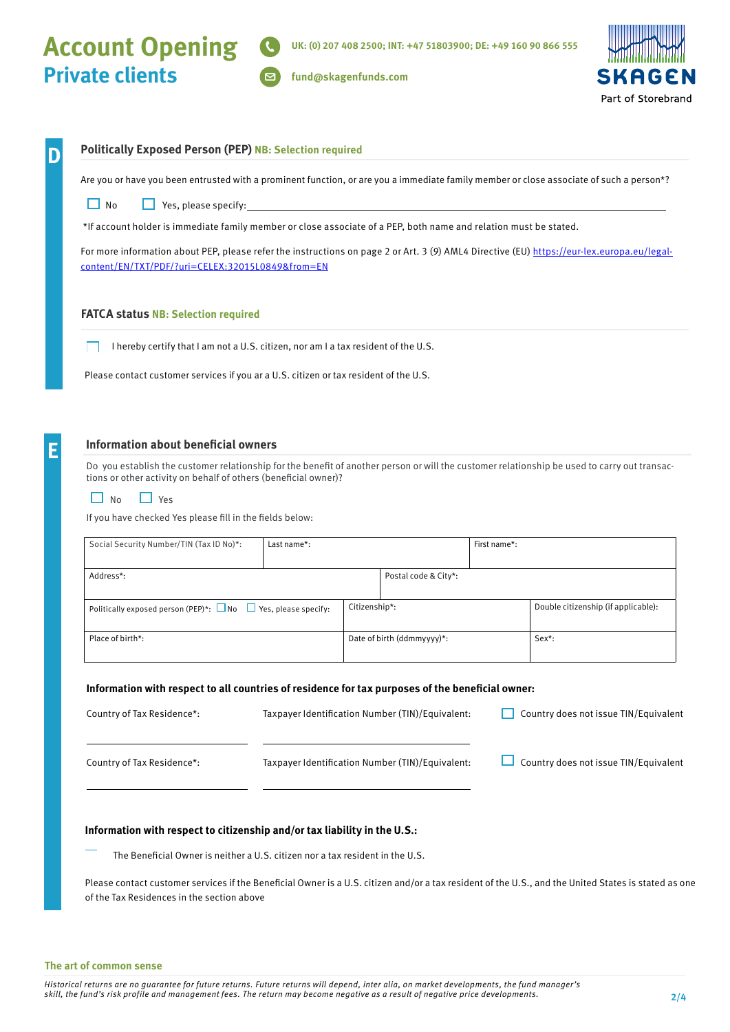# Account Opening
## Private clients

UK: (0) 207 408 2500; INT: +47 51803900; DE: +49 160 90 866 555

fund@skagenfunds.com

SKAGEN
Part of Storebrand

## D

### Politically Exposed Person (PEP) NB: Selection required

Are you or have you been entrusted with a prominent function, or are you a immediate family member or close associate of such a person*?

☐ No ☐ Yes, please specify: ______________________________

*If account holder is immediate family member or close associate of a PEP, both name and relation must be stated.

For more information about PEP, please refer the instructions on page 2 or Art. 3 (9) AML4 Directive (EU) https://eur-lex.europa.eu/legal-content/EN/TXT/PDF/?uri=CELEX:32015L0849&from=EN

### FATCA status NB: Selection required

☐ I hereby certify that I am not a U.S. citizen, nor am I a tax resident of the U.S.

Please contact customer services if you ar a U.S. citizen or tax resident of the U.S.

## E

### Information about beneficial owners

Do you establish the customer relationship for the benefit of another person or will the customer relationship be used to carry out transactions or other activity on behalf of others (beneficial owner)?

☐ No ☐ Yes

If you have checked Yes please fill in the fields below:

| Social Security Number/TIN (Tax ID No)*: | Last name*: | First name*: |
|---|---|---|
| Address*: | Postal code & City*: | |
| Politically exposed person (PEP)*: ☐ No ☐ Yes, please specify: | Citizenship*: | Double citizenship (if applicable): |
| Place of birth*: | Date of birth (ddmmyyyy)*: | Sex*: |

**Information with respect to all countries of residence for tax purposes of the beneficial owner:**

| Country of Tax Residence*: | Taxpayer Identification Number (TIN)/Equivalent: | ☐ Country does not issue TIN/Equivalent |
|---|---|---|
| Country of Tax Residence*: | Taxpayer Identification Number (TIN)/Equivalent: | ☐ Country does not issue TIN/Equivalent |

**Information with respect to citizenship and/or tax liability in the U.S.:**

☐ The Beneficial Owner is neither a U.S. citizen nor a tax resident in the U.S.

Please contact customer services if the Beneficial Owner is a U.S. citizen and/or a tax resident of the U.S., and the United States is stated as one of the Tax Residences in the section above

**The art of common sense**

*Historical returns are no guarantee for future returns. Future returns will depend, inter alia, on market developments, the fund manager's skill, the fund's risk profile and management fees. The return may become negative as a result of negative price developments.*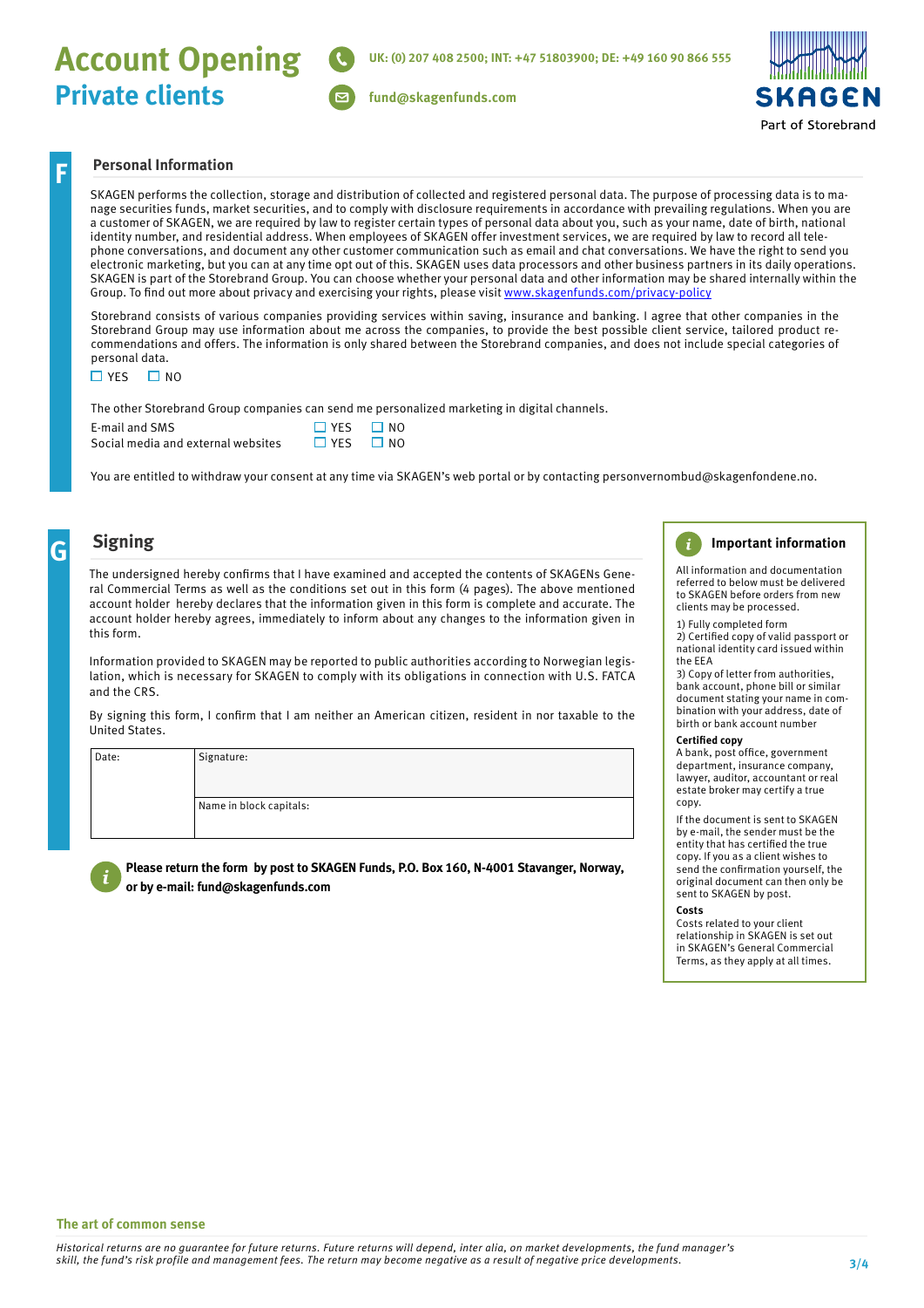# Account Opening
## Private clients

UK: (0) 207 408 2500; INT: +47 51803900; DE: +49 160 90 866 555

fund@skagenfunds.com

SKAGEN
Part of Storebrand

## F Personal Information

SKAGEN performs the collection, storage and distribution of collected and registered personal data. The purpose of processing data is to manage securities funds, market securities, and to comply with disclosure requirements in accordance with prevailing regulations. When you are a customer of SKAGEN, we are required by law to register certain types of personal data about you, such as your name, date of birth, national identity number, and residential address. When employees of SKAGEN offer investment services, we are required by law to record all telephone conversations, and document any other customer communication such as email and chat conversations. We have the right to send you electronic marketing, but you can at any time opt out of this. SKAGEN uses data processors and other business partners in its daily operations. SKAGEN is part of the Storebrand Group. You can choose whether your personal data and other information may be shared internally within the Group. To find out more about privacy and exercising your rights, please visit www.skagenfunds.com/privacy-policy

Storebrand consists of various companies providing services within saving, insurance and banking. I agree that other companies in the Storebrand Group may use information about me across the companies, to provide the best possible client service, tailored product recommendations and offers. The information is only shared between the Storebrand companies, and does not include special categories of personal data.

☐ YES ☐ NO

The other Storebrand Group companies can send me personalized marketing in digital channels.

| | | |
|---|---|---|
| E-mail and SMS | ☐ YES | ☐ NO |
| Social media and external websites | ☐ YES | ☐ NO |

You are entitled to withdraw your consent at any time via SKAGEN's web portal or by contacting personvernombud@skagenfondene.no.

## G Signing

The undersigned hereby confirms that I have examined and accepted the contents of SKAGENs General Commercial Terms as well as the conditions set out in this form (4 pages). The above mentioned account holder hereby declares that the information given in this form is complete and accurate. The account holder hereby agrees, immediately to inform about any changes to the information given in this form.

Information provided to SKAGEN may be reported to public authorities according to Norwegian legislation, which is necessary for SKAGEN to comply with its obligations in connection with U.S. FATCA and the CRS.

By signing this form, I confirm that I am neither an American citizen, resident in nor taxable to the United States.

| Date: | Signature: |
|---|---|
| | Name in block capitals: |

**Please return the form by post to SKAGEN Funds, P.O. Box 160, N-4001 Stavanger, Norway, or by e-mail: fund@skagenfunds.com**

### Important information

All information and documentation referred to below must be delivered to SKAGEN before orders from new clients may be processed.

1) Fully completed form
2) Certified copy of valid passport or national identity card issued within the EEA
3) Copy of letter from authorities, bank account, phone bill or similar document stating your name in combination with your address, date of birth or bank account number

**Certified copy**
A bank, post office, government department, insurance company, lawyer, auditor, accountant or real estate broker may certify a true copy.

If the document is sent to SKAGEN by e-mail, the sender must be the entity that has certified the true copy. If you as a client wishes to send the confirmation yourself, the original document can then only be sent to SKAGEN by post.

**Costs**
Costs related to your client relationship in SKAGEN is set out in SKAGEN's General Commercial Terms, as they apply at all times.

**The art of common sense**

*Historical returns are no guarantee for future returns. Future returns will depend, inter alia, on market developments, the fund manager's skill, the fund's risk profile and management fees. The return may become negative as a result of negative price developments.*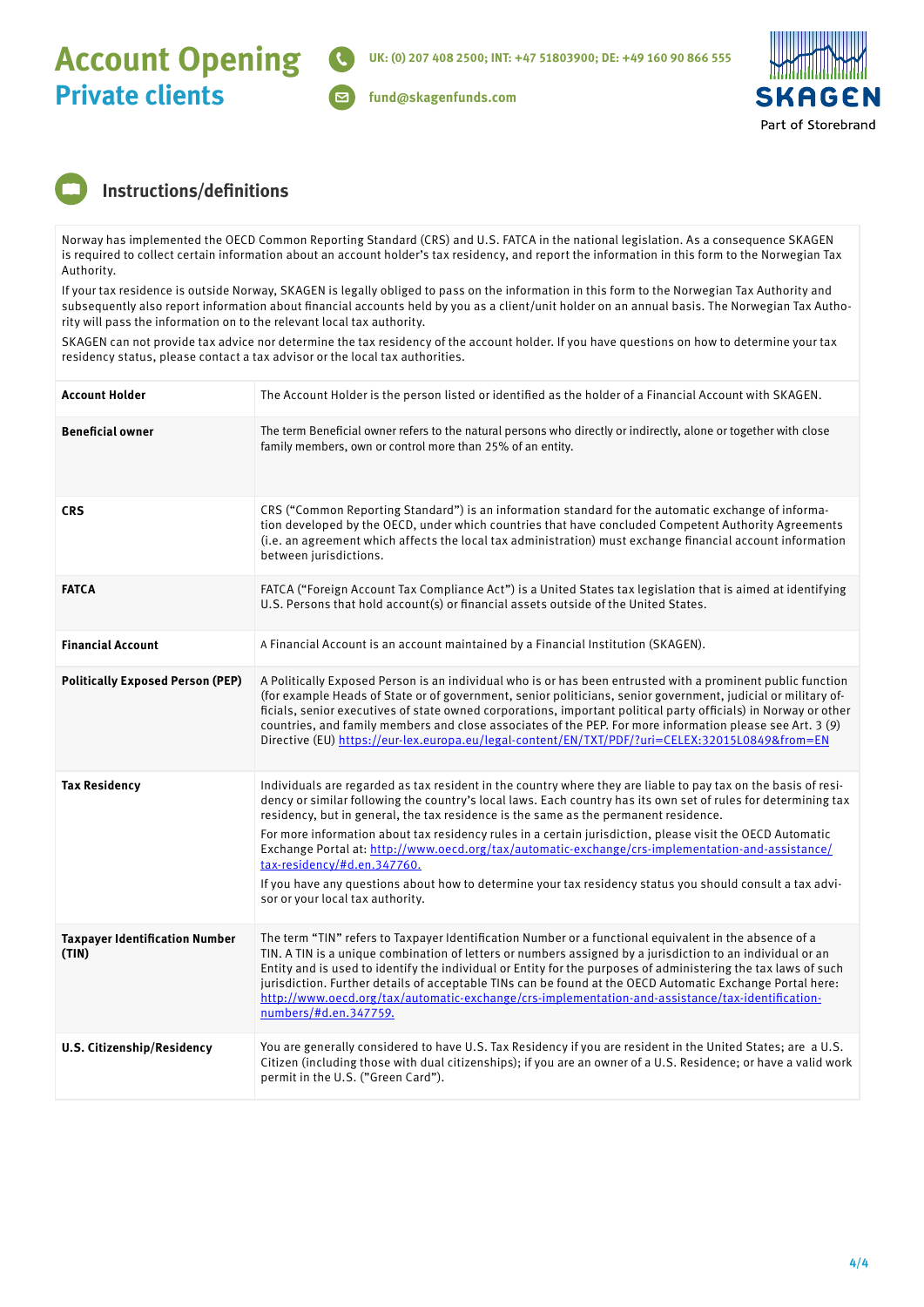# Account Opening
## Private clients

UK: (0) 207 408 2500; INT: +47 51803900; DE: +49 160 90 866 555

fund@skagenfunds.com

SKAGEN
Part of Storebrand

## Instructions/definitions

Norway has implemented the OECD Common Reporting Standard (CRS) and U.S. FATCA in the national legislation. As a consequence SKAGEN is required to collect certain information about an account holder's tax residency, and report the information in this form to the Norwegian Tax Authority.

If your tax residence is outside Norway, SKAGEN is legally obliged to pass on the information in this form to the Norwegian Tax Authority and subsequently also report information about financial accounts held by you as a client/unit holder on an annual basis. The Norwegian Tax Authority will pass the information on to the relevant local tax authority.

SKAGEN can not provide tax advice nor determine the tax residency of the account holder. If you have questions on how to determine your tax residency status, please contact a tax advisor or the local tax authorities.

| | |
|---|---|
| **Account Holder** | The Account Holder is the person listed or identified as the holder of a Financial Account with SKAGEN. |
| **Beneficial owner** | The term Beneficial owner refers to the natural persons who directly or indirectly, alone or together with close family members, own or control more than 25% of an entity. |
| **CRS** | CRS ("Common Reporting Standard") is an information standard for the automatic exchange of information developed by the OECD, under which countries that have concluded Competent Authority Agreements (i.e. an agreement which affects the local tax administration) must exchange financial account information between jurisdictions. |
| **FATCA** | FATCA ("Foreign Account Tax Compliance Act") is a United States tax legislation that is aimed at identifying U.S. Persons that hold account(s) or financial assets outside of the United States. |
| **Financial Account** | A Financial Account is an account maintained by a Financial Institution (SKAGEN). |
| **Politically Exposed Person (PEP)** | A Politically Exposed Person is an individual who is or has been entrusted with a prominent public function (for example Heads of State or of government, senior politicians, senior government, judicial or military officials, senior executives of state owned corporations, important political party officials) in Norway or other countries, and family members and close associates of the PEP. For more information please see Art. 3 (9) Directive (EU) https://eur-lex.europa.eu/legal-content/EN/TXT/PDF/?uri=CELEX:32015L0849&from=EN |
| **Tax Residency** | Individuals are regarded as tax resident in the country where they are liable to pay tax on the basis of residency or similar following the country's local laws. Each country has its own set of rules for determining tax residency, but in general, the tax residence is the same as the permanent residence.<br><br>For more information about tax residency rules in a certain jurisdiction, please visit the OECD Automatic Exchange Portal at: http://www.oecd.org/tax/automatic-exchange/crs-implementation-and-assistance/tax-residency/#d.en.347760.<br><br>If you have any questions about how to determine your tax residency status you should consult a tax advisor or your local tax authority. |
| **Taxpayer Identification Number (TIN)** | The term "TIN" refers to Taxpayer Identification Number or a functional equivalent in the absence of a TIN. A TIN is a unique combination of letters or numbers assigned by a jurisdiction to an individual or an Entity and is used to identify the individual or Entity for the purposes of administering the tax laws of such jurisdiction. Further details of acceptable TINs can be found at the OECD Automatic Exchange Portal here: http://www.oecd.org/tax/automatic-exchange/crs-implementation-and-assistance/tax-identification-numbers/#d.en.347759. |
| **U.S. Citizenship/Residency** | You are generally considered to have U.S. Tax Residency if you are resident in the United States; are a U.S. Citizen (including those with dual citizenships); if you are an owner of a U.S. Residence; or have a valid work permit in the U.S. ("Green Card"). |